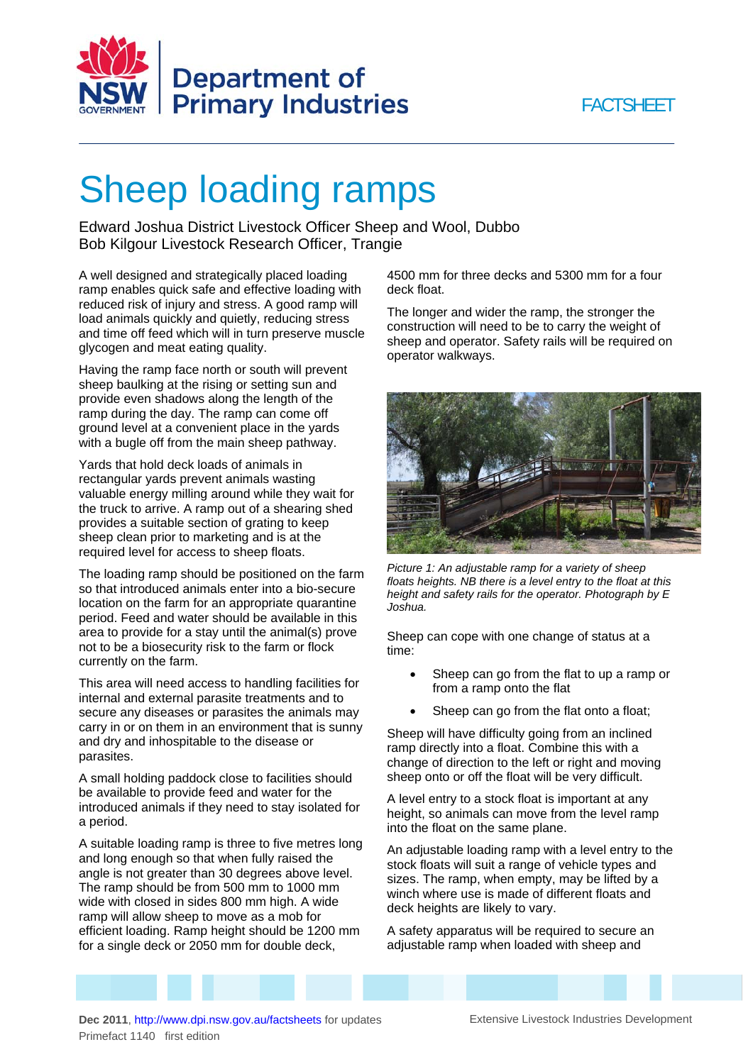FACTSHEET

# Sheep loading ramps

Edward Joshua District Livestock Officer Sheep and Wool, Dubbo
Bob Kilgour Livestock Research Officer, Trangie

A well designed and strategically placed loading ramp enables quick safe and effective loading with reduced risk of injury and stress. A good ramp will load animals quickly and quietly, reducing stress and time off feed which will in turn preserve muscle glycogen and meat eating quality.

Having the ramp face north or south will prevent sheep baulking at the rising or setting sun and provide even shadows along the length of the ramp during the day. The ramp can come off ground level at a convenient place in the yards with a bugle off from the main sheep pathway.

Yards that hold deck loads of animals in rectangular yards prevent animals wasting valuable energy milling around while they wait for the truck to arrive. A ramp out of a shearing shed provides a suitable section of grating to keep sheep clean prior to marketing and is at the required level for access to sheep floats.

The loading ramp should be positioned on the farm so that introduced animals enter into a bio-secure location on the farm for an appropriate quarantine period. Feed and water should be available in this area to provide for a stay until the animal(s) prove not to be a biosecurity risk to the farm or flock currently on the farm.

This area will need access to handling facilities for internal and external parasite treatments and to secure any diseases or parasites the animals may carry in or on them in an environment that is sunny and dry and inhospitable to the disease or parasites.

A small holding paddock close to facilities should be available to provide feed and water for the introduced animals if they need to stay isolated for a period.

A suitable loading ramp is three to five metres long and long enough so that when fully raised the angle is not greater than 30 degrees above level. The ramp should be from 500 mm to 1000 mm wide with closed in sides 800 mm high. A wide ramp will allow sheep to move as a mob for efficient loading. Ramp height should be 1200 mm for a single deck or 2050 mm for double deck, 4500 mm for three decks and 5300 mm for a four deck float.

The longer and wider the ramp, the stronger the construction will need to be to carry the weight of sheep and operator. Safety rails will be required on operator walkways.

*Picture 1: An adjustable ramp for a variety of sheep floats heights. NB there is a level entry to the float at this height and safety rails for the operator. Photograph by E Joshua.*

Sheep can cope with one change of status at a time:

- Sheep can go from the flat to up a ramp or from a ramp onto the flat
- Sheep can go from the flat onto a float;

Sheep will have difficulty going from an inclined ramp directly into a float. Combine this with a change of direction to the left or right and moving sheep onto or off the float will be very difficult.

A level entry to a stock float is important at any height, so animals can move from the level ramp into the float on the same plane.

An adjustable loading ramp with a level entry to the stock floats will suit a range of vehicle types and sizes. The ramp, when empty, may be lifted by a winch where use is made of different floats and deck heights are likely to vary.

A safety apparatus will be required to secure an adjustable ramp when loaded with sheep and

**Dec 2011**, http://www.dpi.nsw.gov.au/factsheets for updates
Primefact 1140 first edition

Extensive Livestock Industries Development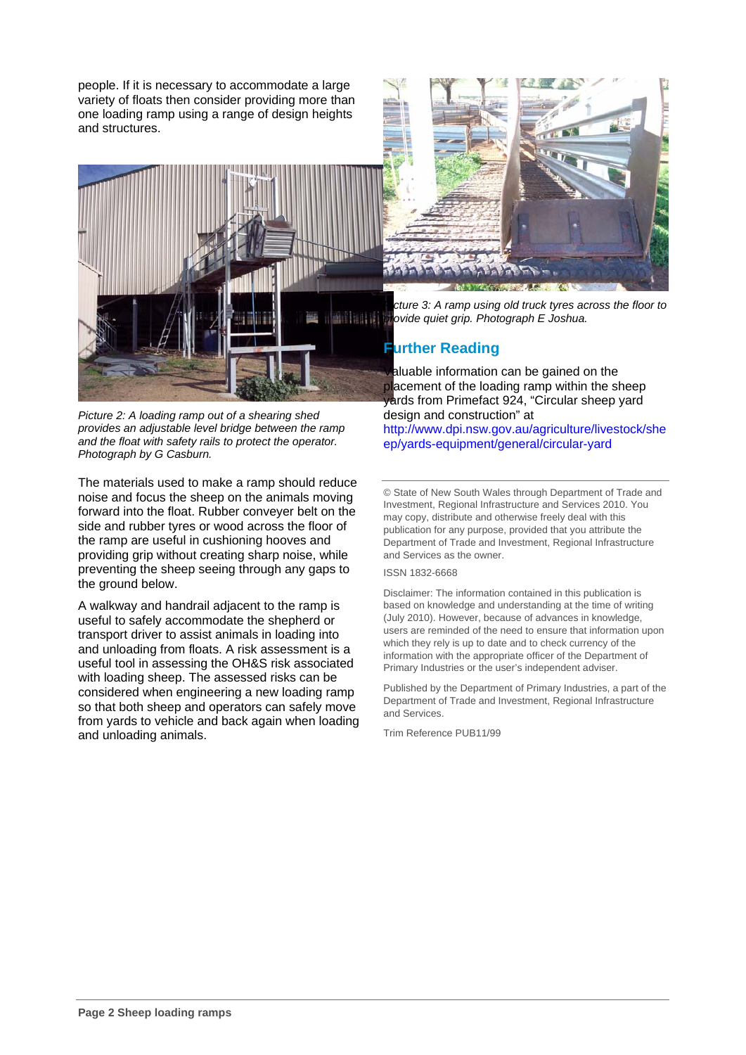people. If it is necessary to accommodate a large variety of floats then consider providing more than one loading ramp using a range of design heights and structures.

*Picture 2: A loading ramp out of a shearing shed provides an adjustable level bridge between the ramp and the float with safety rails to protect the operator. Photograph by G Casburn.*

The materials used to make a ramp should reduce noise and focus the sheep on the animals moving forward into the float. Rubber conveyer belt on the side and rubber tyres or wood across the floor of the ramp are useful in cushioning hooves and providing grip without creating sharp noise, while preventing the sheep seeing through any gaps to the ground below.

A walkway and handrail adjacent to the ramp is useful to safely accommodate the shepherd or transport driver to assist animals in loading into and unloading from floats. A risk assessment is a useful tool in assessing the OH&S risk associated with loading sheep. The assessed risks can be considered when engineering a new loading ramp so that both sheep and operators can safely move from yards to vehicle and back again when loading and unloading animals.

*Picture 3: A ramp using old truck tyres across the floor to provide quiet grip. Photograph E Joshua.*

## Further Reading

Valuable information can be gained on the placement of the loading ramp within the sheep yards from Primefact 924, "Circular sheep yard design and construction" at http://www.dpi.nsw.gov.au/agriculture/livestock/sheep/yards-equipment/general/circular-yard

© State of New South Wales through Department of Trade and Investment, Regional Infrastructure and Services 2010. You may copy, distribute and otherwise freely deal with this publication for any purpose, provided that you attribute the Department of Trade and Investment, Regional Infrastructure and Services as the owner.

ISSN 1832-6668

Disclaimer: The information contained in this publication is based on knowledge and understanding at the time of writing (July 2010). However, because of advances in knowledge, users are reminded of the need to ensure that information upon which they rely is up to date and to check currency of the information with the appropriate officer of the Department of Primary Industries or the user's independent adviser.

Published by the Department of Primary Industries, a part of the Department of Trade and Investment, Regional Infrastructure and Services.

Trim Reference PUB11/99